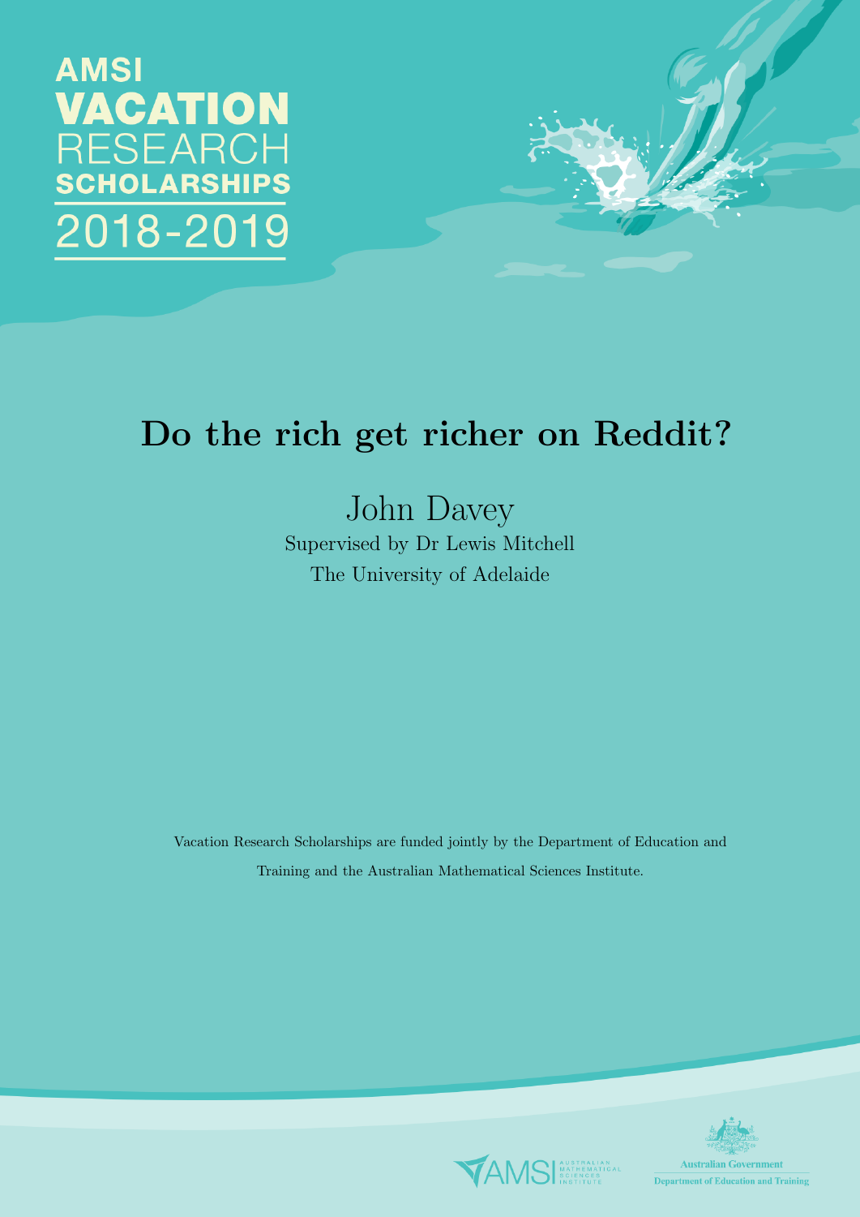AMSI
VACATION
RESEARCH
SCHOLARSHIPS
2018-2019

# Do the rich get richer on Reddit?

John Davey

Supervised by Dr Lewis Mitchell

The University of Adelaide

Vacation Research Scholarships are funded jointly by the Department of Education and Training and the Australian Mathematical Sciences Institute.

AMSI AUSTRALIAN MATHEMATICAL SCIENCES INSTITUTE

Australian Government
Department of Education and Training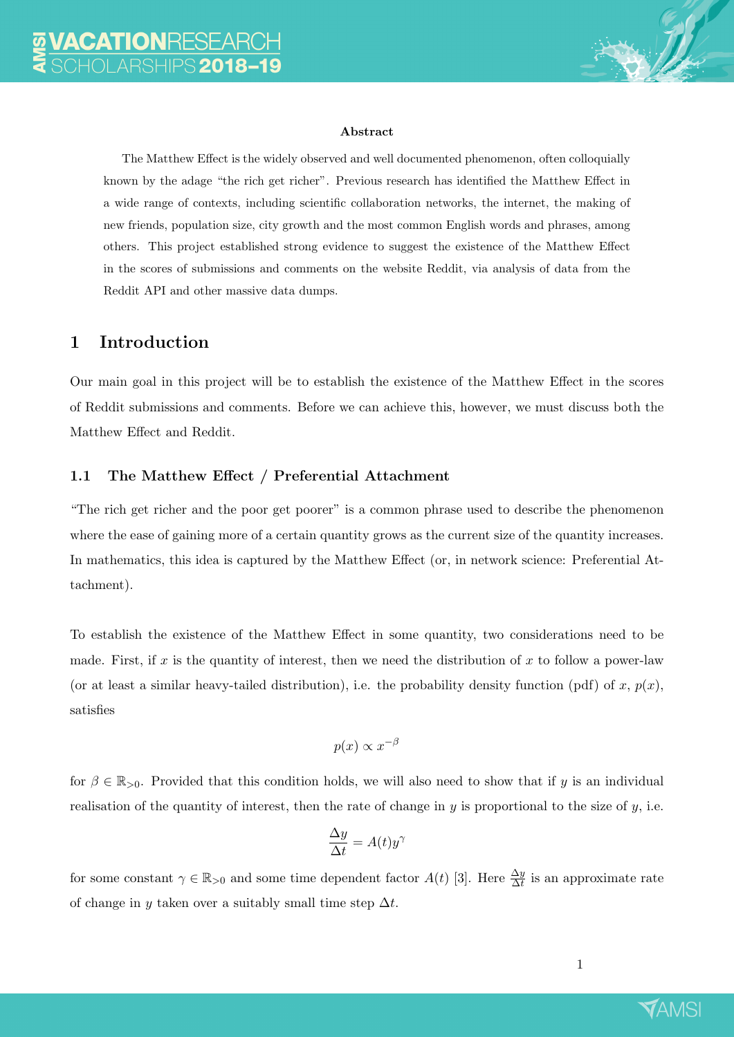**Abstract**

The Matthew Effect is the widely observed and well documented phenomenon, often colloquially known by the adage "the rich get richer". Previous research has identified the Matthew Effect in a wide range of contexts, including scientific collaboration networks, the internet, the making of new friends, population size, city growth and the most common English words and phrases, among others. This project established strong evidence to suggest the existence of the Matthew Effect in the scores of submissions and comments on the website Reddit, via analysis of data from the Reddit API and other massive data dumps.

# 1 Introduction

Our main goal in this project will be to establish the existence of the Matthew Effect in the scores of Reddit submissions and comments. Before we can achieve this, however, we must discuss both the Matthew Effect and Reddit.

## 1.1 The Matthew Effect / Preferential Attachment

"The rich get richer and the poor get poorer" is a common phrase used to describe the phenomenon where the ease of gaining more of a certain quantity grows as the current size of the quantity increases. In mathematics, this idea is captured by the Matthew Effect (or, in network science: Preferential Attachment).

To establish the existence of the Matthew Effect in some quantity, two considerations need to be made. First, if $x$ is the quantity of interest, then we need the distribution of $x$ to follow a power-law (or at least a similar heavy-tailed distribution), i.e. the probability density function (pdf) of $x$, $p(x)$, satisfies

$$p(x) \propto x^{-\beta}$$

for $\beta \in \mathbb{R}_{>0}$. Provided that this condition holds, we will also need to show that if $y$ is an individual realisation of the quantity of interest, then the rate of change in $y$ is proportional to the size of $y$, i.e.

$$\frac{\Delta y}{\Delta t} = A(t)y^{\gamma}$$

for some constant $\gamma \in \mathbb{R}_{>0}$ and some time dependent factor $A(t)$ [3]. Here $\frac{\Delta y}{\Delta t}$ is an approximate rate of change in $y$ taken over a suitably small time step $\Delta t$.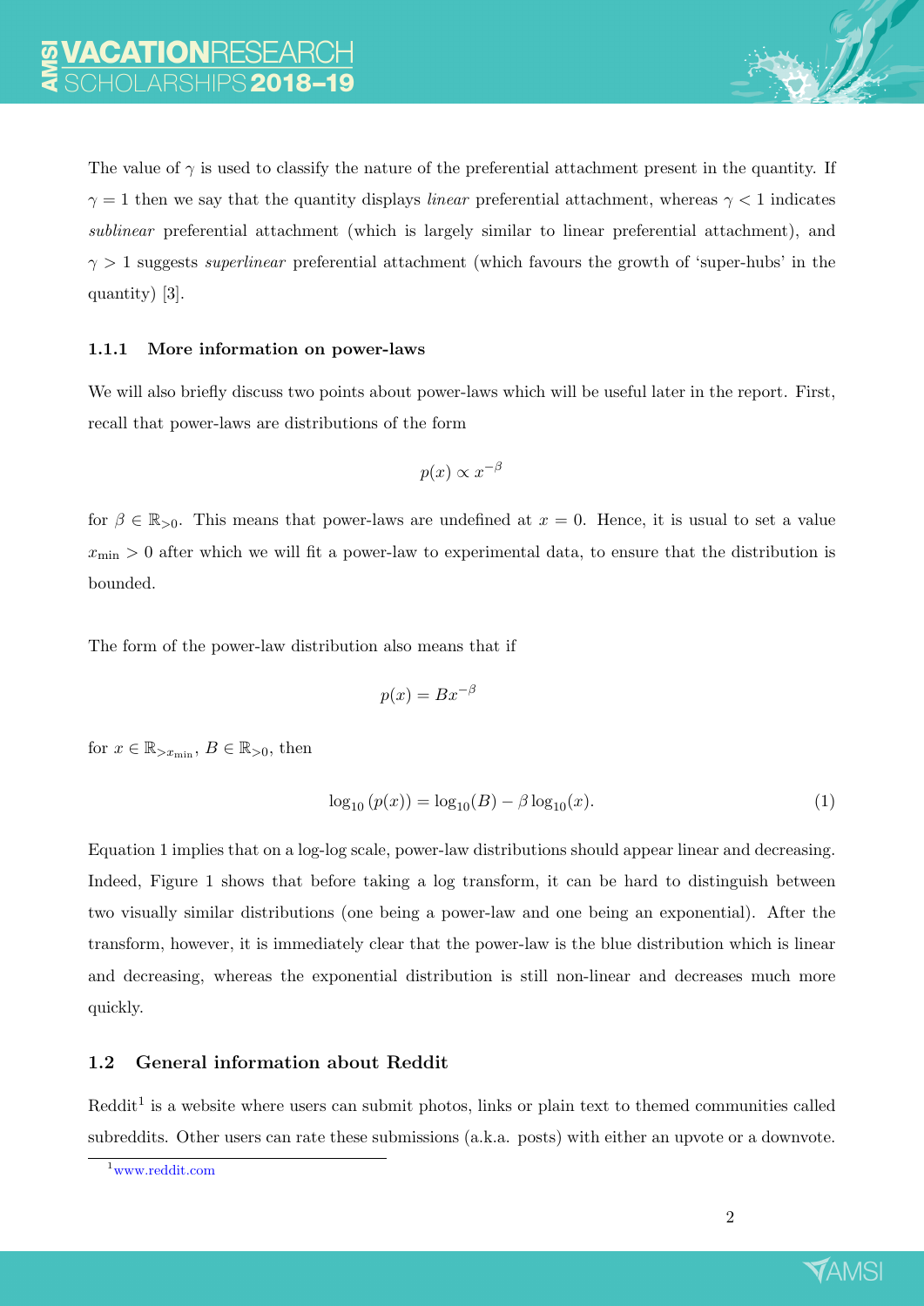The value of $\gamma$ is used to classify the nature of the preferential attachment present in the quantity. If $\gamma = 1$ then we say that the quantity displays *linear* preferential attachment, whereas $\gamma < 1$ indicates *sublinear* preferential attachment (which is largely similar to linear preferential attachment), and $\gamma > 1$ suggests *superlinear* preferential attachment (which favours the growth of 'super-hubs' in the quantity) [3].

### 1.1.1 More information on power-laws

We will also briefly discuss two points about power-laws which will be useful later in the report. First, recall that power-laws are distributions of the form

$$p(x) \propto x^{-\beta}$$

for $\beta \in \mathbb{R}_{>0}$. This means that power-laws are undefined at $x = 0$. Hence, it is usual to set a value $x_{\min} > 0$ after which we will fit a power-law to experimental data, to ensure that the distribution is bounded.

The form of the power-law distribution also means that if

$$p(x) = Bx^{-\beta}$$

for $x \in \mathbb{R}_{>x_{\min}}$, $B \in \mathbb{R}_{>0}$, then

$$\log_{10}(p(x)) = \log_{10}(B) - \beta \log_{10}(x). \tag{1}$$

Equation 1 implies that on a log-log scale, power-law distributions should appear linear and decreasing. Indeed, Figure 1 shows that before taking a log transform, it can be hard to distinguish between two visually similar distributions (one being a power-law and one being an exponential). After the transform, however, it is immediately clear that the power-law is the blue distribution which is linear and decreasing, whereas the exponential distribution is still non-linear and decreases much more quickly.

## 1.2 General information about Reddit

Reddit[1] is a website where users can submit photos, links or plain text to themed communities called subreddits. Other users can rate these submissions (a.k.a. posts) with either an upvote or a downvote.

[1] www.reddit.com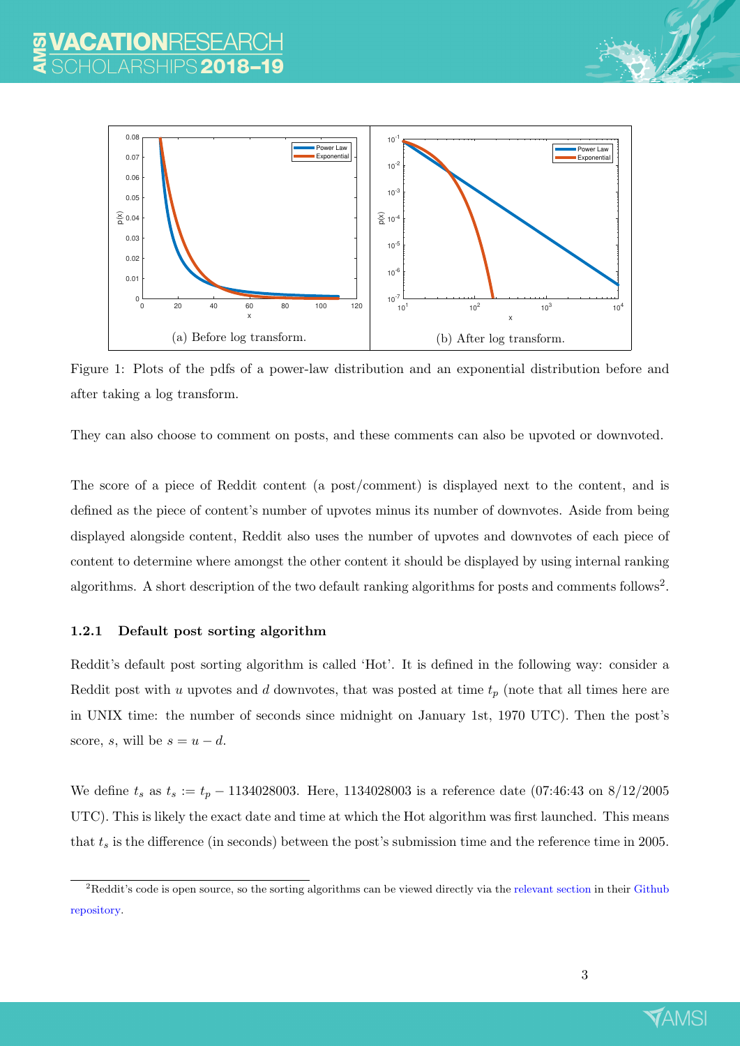(a) Before log transform.

(b) After log transform.

Figure 1: Plots of the pdfs of a power-law distribution and an exponential distribution before and after taking a log transform.

They can also choose to comment on posts, and these comments can also be upvoted or downvoted.

The score of a piece of Reddit content (a post/comment) is displayed next to the content, and is defined as the piece of content's number of upvotes minus its number of downvotes. Aside from being displayed alongside content, Reddit also uses the number of upvotes and downvotes of each piece of content to determine where amongst the other content it should be displayed by using internal ranking algorithms. A short description of the two default ranking algorithms for posts and comments follows[2].

### 1.2.1 Default post sorting algorithm

Reddit's default post sorting algorithm is called 'Hot'. It is defined in the following way: consider a Reddit post with $u$ upvotes and $d$ downvotes, that was posted at time $t_p$ (note that all times here are in UNIX time: the number of seconds since midnight on January 1st, 1970 UTC). Then the post's score, $s$, will be $s = u - d$.

We define $t_s$ as $t_s := t_p - 1134028003$. Here, 1134028003 is a reference date (07:46:43 on 8/12/2005 UTC). This is likely the exact date and time at which the Hot algorithm was first launched. This means that $t_s$ is the difference (in seconds) between the post's submission time and the reference time in 2005.

[2] Reddit's code is open source, so the sorting algorithms can be viewed directly via the relevant section in their Github repository.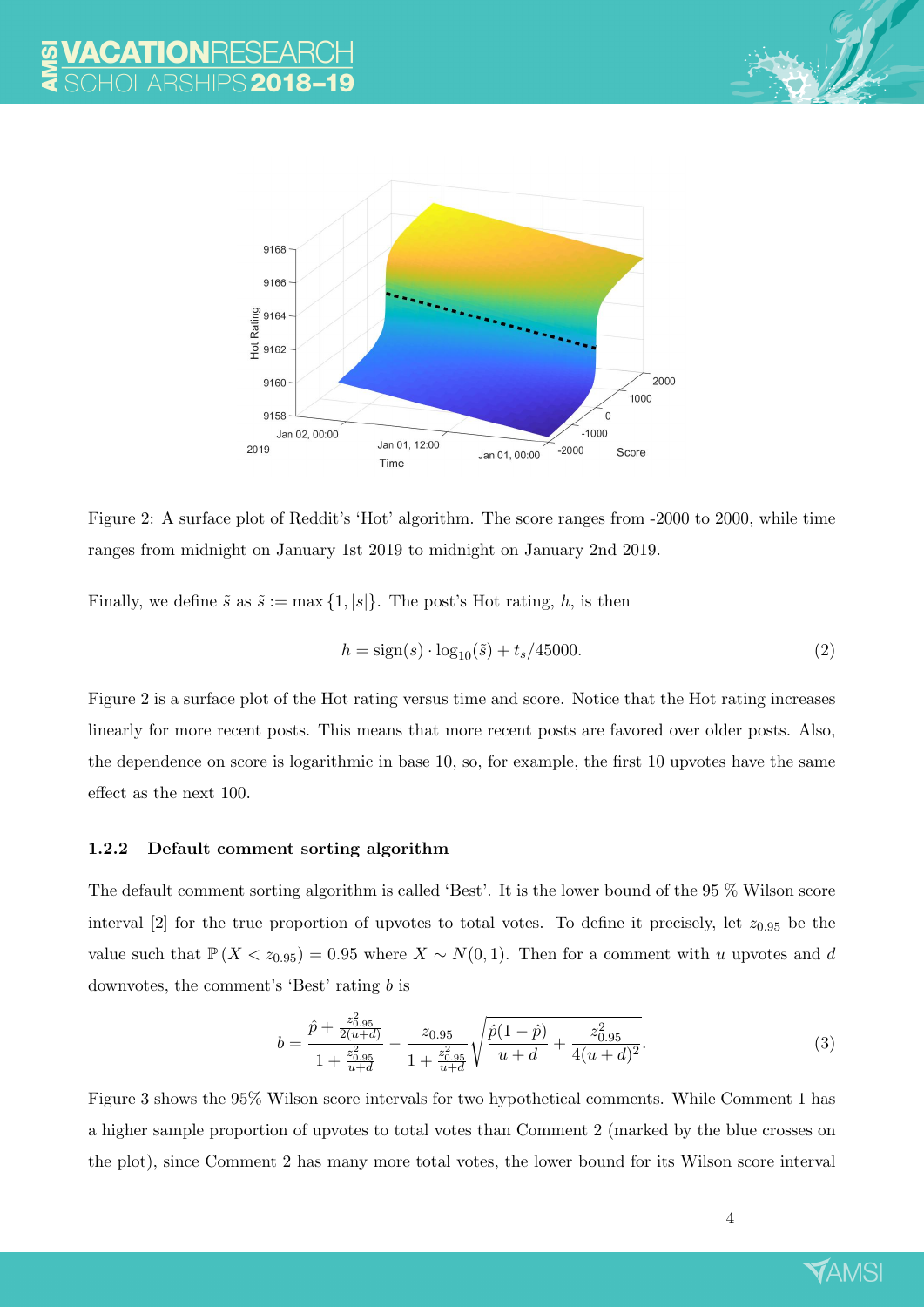Figure 2: A surface plot of Reddit's 'Hot' algorithm. The score ranges from -2000 to 2000, while time ranges from midnight on January 1st 2019 to midnight on January 2nd 2019.

Finally, we define $\tilde{s}$ as $\tilde{s} := \max\{1, |s|\}$. The post's Hot rating, $h$, is then

$$h = \text{sign}(s) \cdot \log_{10}(\tilde{s}) + t_s/45000. \tag{2}$$

Figure 2 is a surface plot of the Hot rating versus time and score. Notice that the Hot rating increases linearly for more recent posts. This means that more recent posts are favored over older posts. Also, the dependence on score is logarithmic in base 10, so, for example, the first 10 upvotes have the same effect as the next 100.

### 1.2.2 Default comment sorting algorithm

The default comment sorting algorithm is called 'Best'. It is the lower bound of the 95 % Wilson score interval [2] for the true proportion of upvotes to total votes. To define it precisely, let $z_{0.95}$ be the value such that $\mathbb{P}(X < z_{0.95}) = 0.95$ where $X \sim N(0, 1)$. Then for a comment with $u$ upvotes and $d$ downvotes, the comment's 'Best' rating $b$ is

$$b = \frac{\hat{p} + \frac{z_{0.95}^2}{2(u+d)}}{1 + \frac{z_{0.95}^2}{u+d}} - \frac{z_{0.95}}{1 + \frac{z_{0.95}^2}{u+d}} \sqrt{\frac{\hat{p}(1-\hat{p})}{u+d} + \frac{z_{0.95}^2}{4(u+d)^2}}. \tag{3}$$

Figure 3 shows the 95% Wilson score intervals for two hypothetical comments. While Comment 1 has a higher sample proportion of upvotes to total votes than Comment 2 (marked by the blue crosses on the plot), since Comment 2 has many more total votes, the lower bound for its Wilson score interval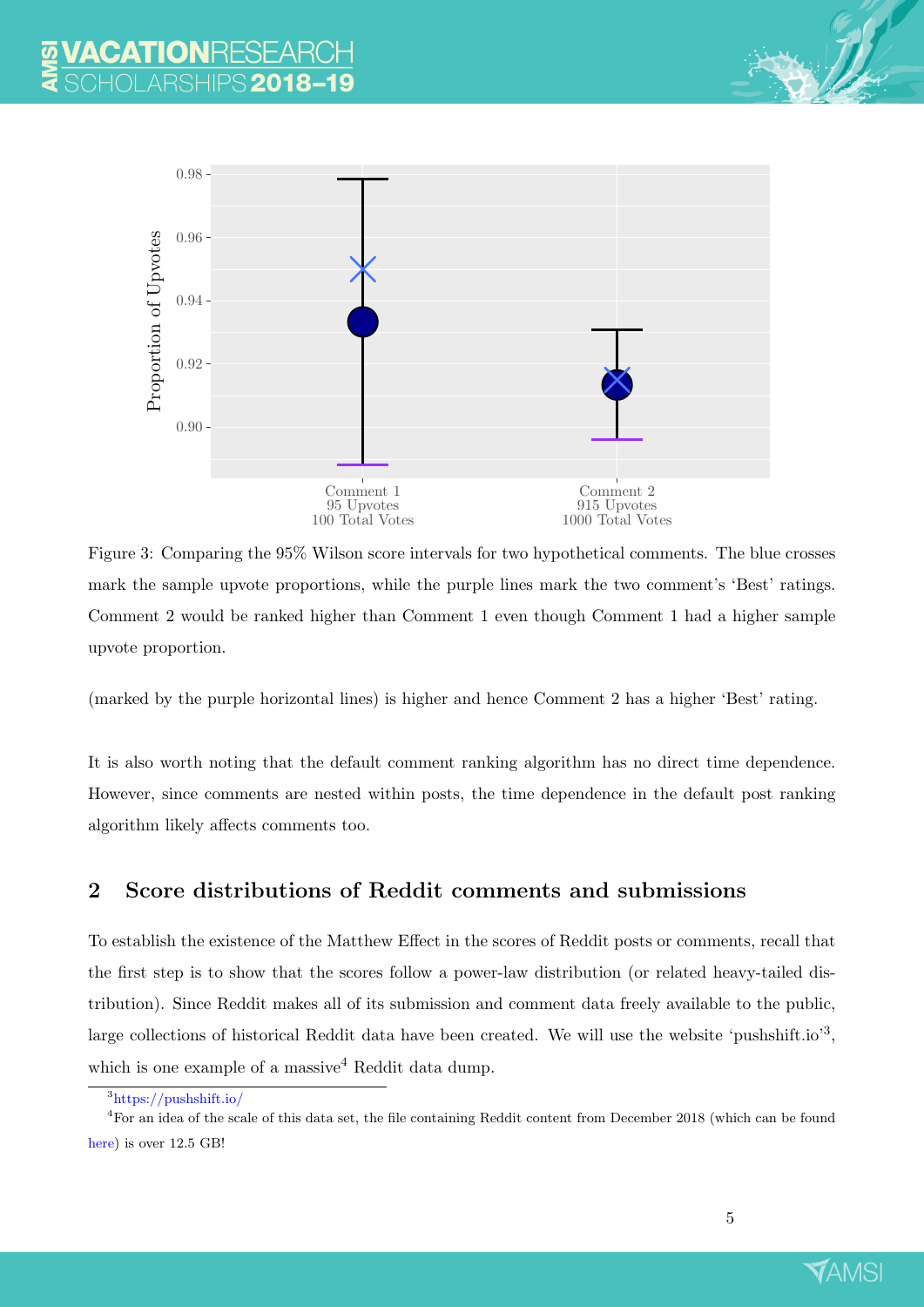Figure 3: Comparing the 95% Wilson score intervals for two hypothetical comments. The blue crosses mark the sample upvote proportions, while the purple lines mark the two comment's 'Best' ratings. Comment 2 would be ranked higher than Comment 1 even though Comment 1 had a higher sample upvote proportion.

(marked by the purple horizontal lines) is higher and hence Comment 2 has a higher 'Best' rating.

It is also worth noting that the default comment ranking algorithm has no direct time dependence. However, since comments are nested within posts, the time dependence in the default post ranking algorithm likely affects comments too.

## 2 Score distributions of Reddit comments and submissions

To establish the existence of the Matthew Effect in the scores of Reddit posts or comments, recall that the first step is to show that the scores follow a power-law distribution (or related heavy-tailed distribution). Since Reddit makes all of its submission and comment data freely available to the public, large collections of historical Reddit data have been created. We will use the website 'pushshift.io'[3], which is one example of a massive[4] Reddit data dump.

[3] https://pushshift.io/

[4] For an idea of the scale of this data set, the file containing Reddit content from December 2018 (which can be found here) is over 12.5 GB!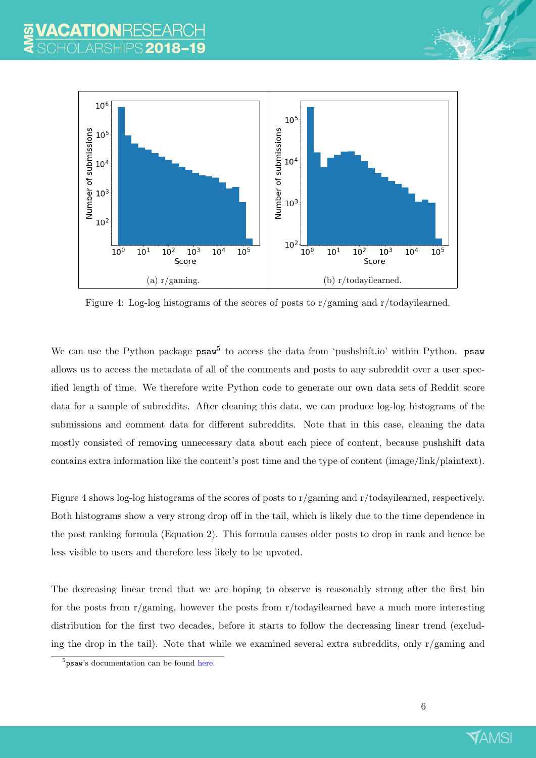(a) r/gaming.

(b) r/todayilearned.

Figure 4: Log-log histograms of the scores of posts to r/gaming and r/todayilearned.

We can use the Python package `psaw`[5] to access the data from 'pushshift.io' within Python. `psaw` allows us to access the metadata of all of the comments and posts to any subreddit over a user specified length of time. We therefore write Python code to generate our own data sets of Reddit score data for a sample of subreddits. After cleaning this data, we can produce log-log histograms of the submissions and comment data for different subreddits. Note that in this case, cleaning the data mostly consisted of removing unnecessary data about each piece of content, because pushshift data contains extra information like the content's post time and the type of content (image/link/plaintext).

Figure 4 shows log-log histograms of the scores of posts to r/gaming and r/todayilearned, respectively. Both histograms show a very strong drop off in the tail, which is likely due to the time dependence in the post ranking formula (Equation 2). This formula causes older posts to drop in rank and hence be less visible to users and therefore less likely to be upvoted.

The decreasing linear trend that we are hoping to observe is reasonably strong after the first bin for the posts from r/gaming, however the posts from r/todayilearned have a much more interesting distribution for the first two decades, before it starts to follow the decreasing linear trend (excluding the drop in the tail). Note that while we examined several extra subreddits, only r/gaming and

[5] `psaw`'s documentation can be found here.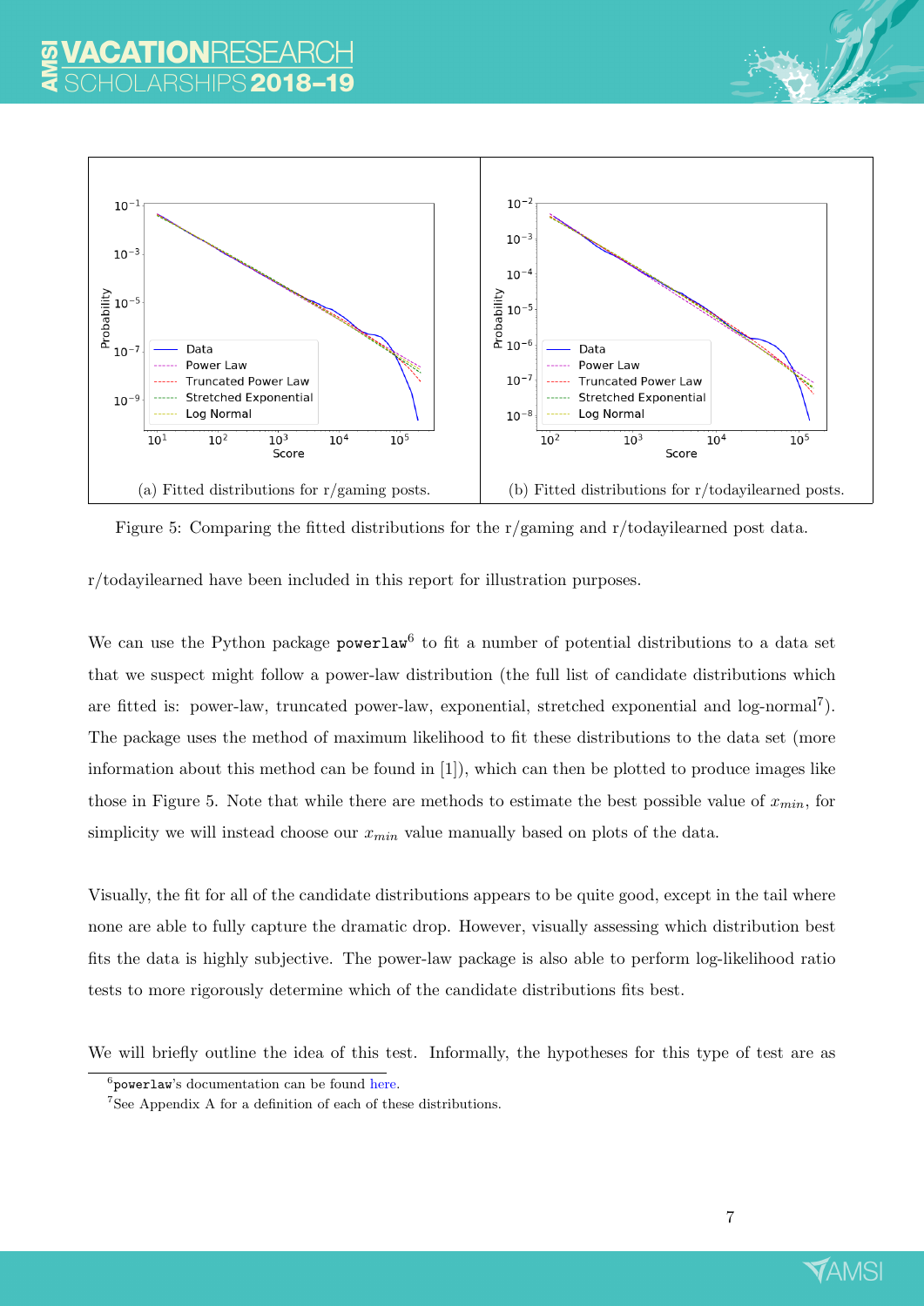(a) Fitted distributions for r/gaming posts.

(b) Fitted distributions for r/todayilearned posts.

Figure 5: Comparing the fitted distributions for the r/gaming and r/todayilearned post data.

r/todayilearned have been included in this report for illustration purposes.

We can use the Python package `powerlaw`[6] to fit a number of potential distributions to a data set that we suspect might follow a power-law distribution (the full list of candidate distributions which are fitted is: power-law, truncated power-law, exponential, stretched exponential and log-normal[7]). The package uses the method of maximum likelihood to fit these distributions to the data set (more information about this method can be found in [1]), which can then be plotted to produce images like those in Figure 5. Note that while there are methods to estimate the best possible value of $x_{min}$, for simplicity we will instead choose our $x_{min}$ value manually based on plots of the data.

Visually, the fit for all of the candidate distributions appears to be quite good, except in the tail where none are able to fully capture the dramatic drop. However, visually assessing which distribution best fits the data is highly subjective. The power-law package is also able to perform log-likelihood ratio tests to more rigorously determine which of the candidate distributions fits best.

We will briefly outline the idea of this test. Informally, the hypotheses for this type of test are as

[6] `powerlaw`'s documentation can be found here.

[7] See Appendix A for a definition of each of these distributions.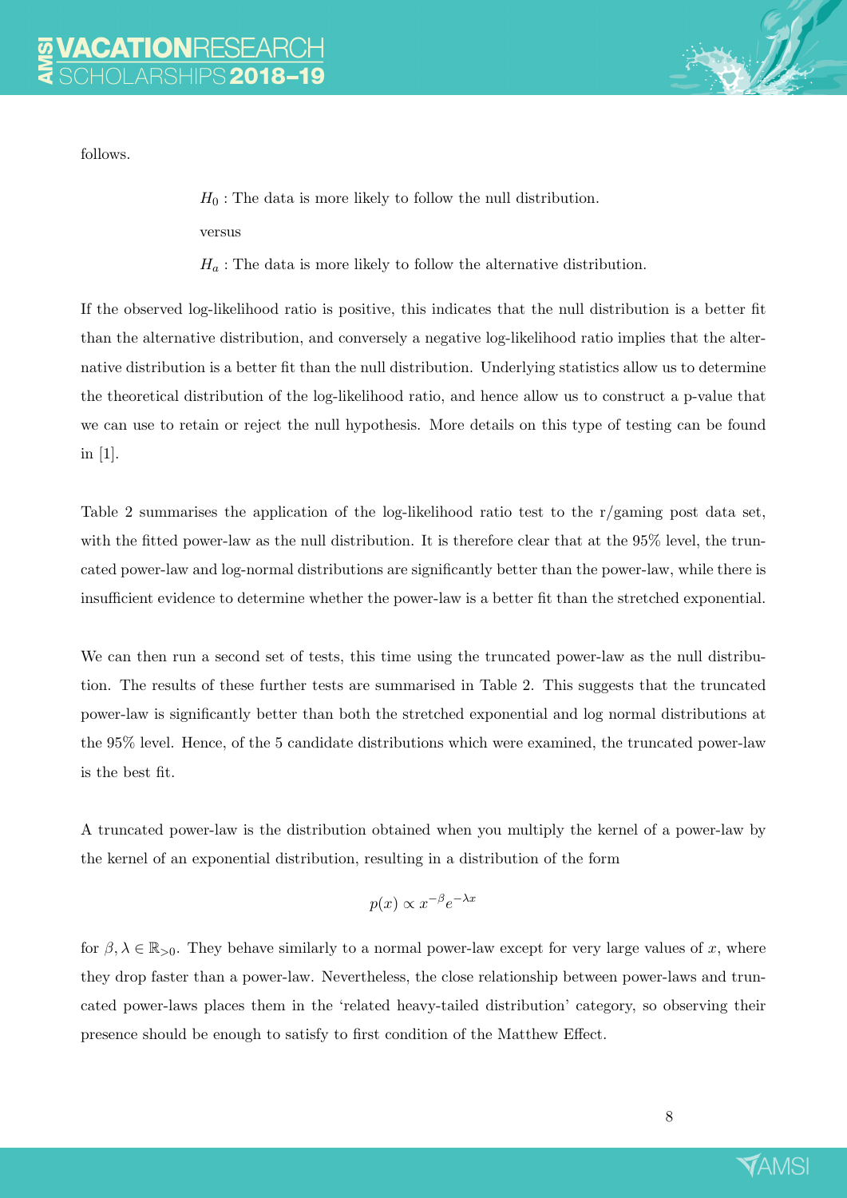follows.

$H_0$ : The data is more likely to follow the null distribution.

versus

$H_a$ : The data is more likely to follow the alternative distribution.

If the observed log-likelihood ratio is positive, this indicates that the null distribution is a better fit than the alternative distribution, and conversely a negative log-likelihood ratio implies that the alternative distribution is a better fit than the null distribution. Underlying statistics allow us to determine the theoretical distribution of the log-likelihood ratio, and hence allow us to construct a p-value that we can use to retain or reject the null hypothesis. More details on this type of testing can be found in [1].

Table 2 summarises the application of the log-likelihood ratio test to the r/gaming post data set, with the fitted power-law as the null distribution. It is therefore clear that at the 95% level, the truncated power-law and log-normal distributions are significantly better than the power-law, while there is insufficient evidence to determine whether the power-law is a better fit than the stretched exponential.

We can then run a second set of tests, this time using the truncated power-law as the null distribution. The results of these further tests are summarised in Table 2. This suggests that the truncated power-law is significantly better than both the stretched exponential and log normal distributions at the 95% level. Hence, of the 5 candidate distributions which were examined, the truncated power-law is the best fit.

A truncated power-law is the distribution obtained when you multiply the kernel of a power-law by the kernel of an exponential distribution, resulting in a distribution of the form

$$p(x) \propto x^{-\beta} e^{-\lambda x}$$

for $\beta, \lambda \in \mathbb{R}_{>0}$. They behave similarly to a normal power-law except for very large values of $x$, where they drop faster than a power-law. Nevertheless, the close relationship between power-laws and truncated power-laws places them in the 'related heavy-tailed distribution' category, so observing their presence should be enough to satisfy to first condition of the Matthew Effect.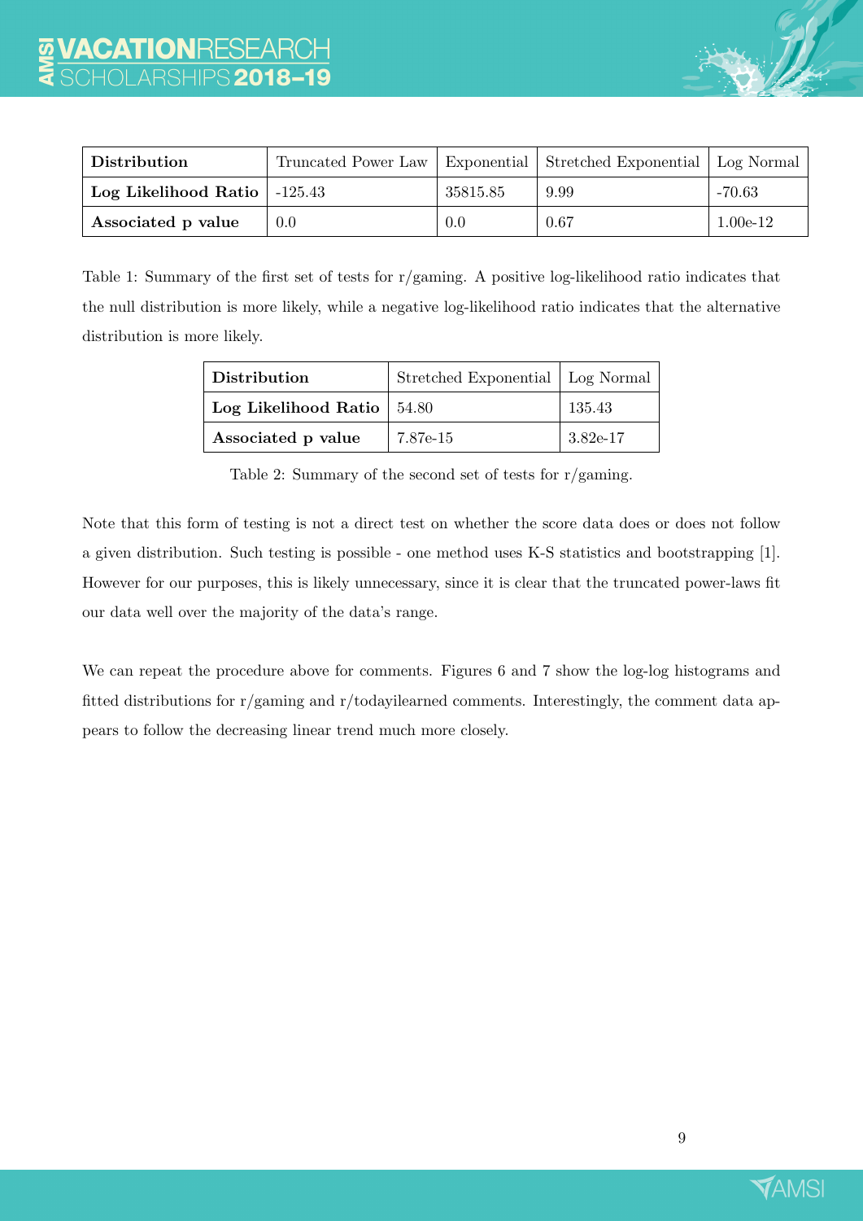| **Distribution** | Truncated Power Law | Exponential | Stretched Exponential | Log Normal |
| --- | --- | --- | --- | --- |
| **Log Likelihood Ratio** | -125.43 | 35815.85 | 9.99 | -70.63 |
| **Associated p value** | 0.0 | 0.0 | 0.67 | 1.00e-12 |

Table 1: Summary of the first set of tests for r/gaming. A positive log-likelihood ratio indicates that the null distribution is more likely, while a negative log-likelihood ratio indicates that the alternative distribution is more likely.

| **Distribution** | Stretched Exponential | Log Normal |
| --- | --- | --- |
| **Log Likelihood Ratio** | 54.80 | 135.43 |
| **Associated p value** | 7.87e-15 | 3.82e-17 |

Table 2: Summary of the second set of tests for r/gaming.

Note that this form of testing is not a direct test on whether the score data does or does not follow a given distribution. Such testing is possible - one method uses K-S statistics and bootstrapping [1]. However for our purposes, this is likely unnecessary, since it is clear that the truncated power-laws fit our data well over the majority of the data's range.

We can repeat the procedure above for comments. Figures 6 and 7 show the log-log histograms and fitted distributions for r/gaming and r/todayilearned comments. Interestingly, the comment data appears to follow the decreasing linear trend much more closely.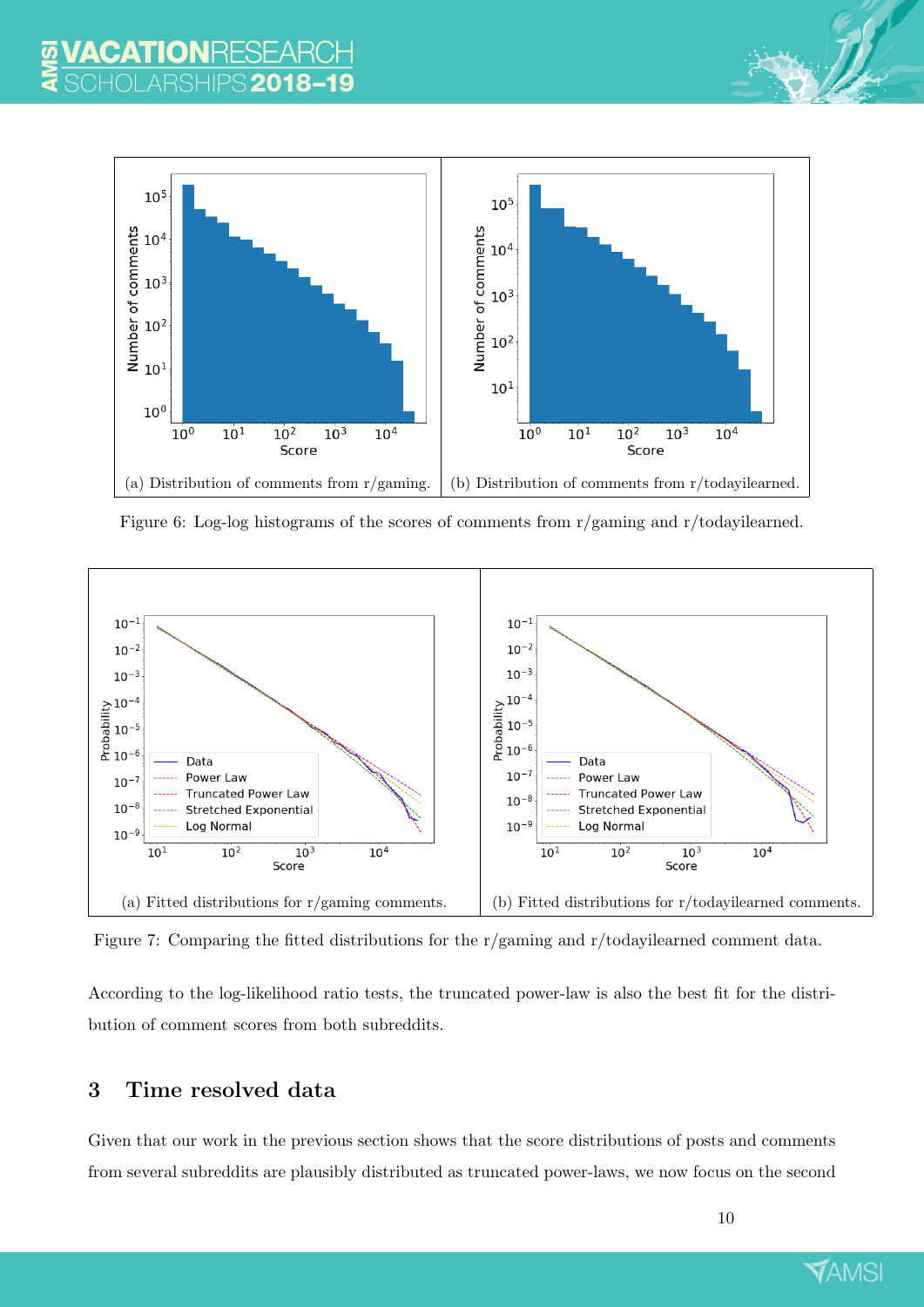(a) Distribution of comments from r/gaming.

(b) Distribution of comments from r/todayilearned.

Figure 6: Log-log histograms of the scores of comments from r/gaming and r/todayilearned.

(a) Fitted distributions for r/gaming comments.

(b) Fitted distributions for r/todayilearned comments.

Figure 7: Comparing the fitted distributions for the r/gaming and r/todayilearned comment data.

According to the log-likelihood ratio tests, the truncated power-law is also the best fit for the distribution of comment scores from both subreddits.

## 3 Time resolved data

Given that our work in the previous section shows that the score distributions of posts and comments from several subreddits are plausibly distributed as truncated power-laws, we now focus on the second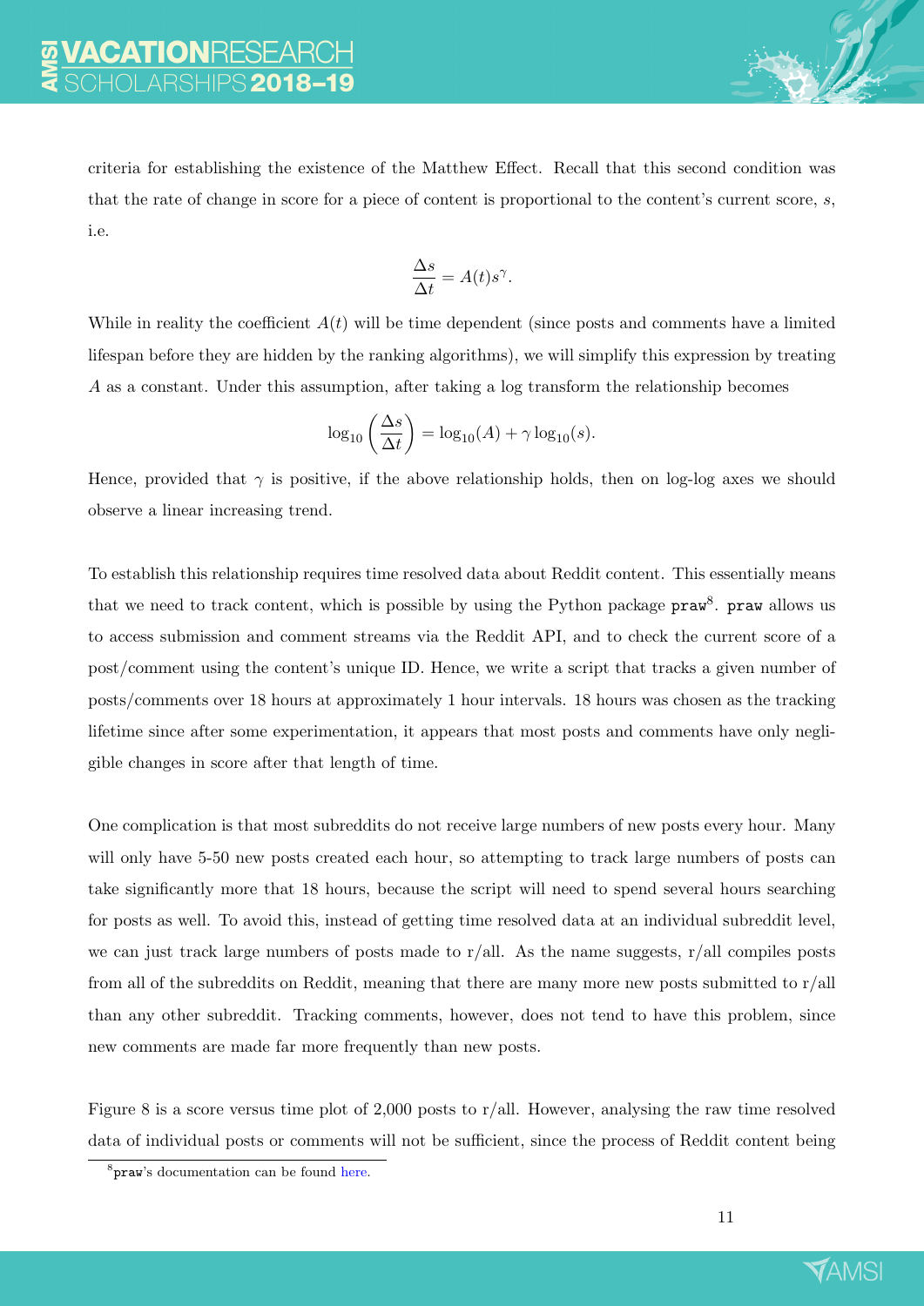criteria for establishing the existence of the Matthew Effect. Recall that this second condition was that the rate of change in score for a piece of content is proportional to the content's current score, $s$, i.e.

$$\frac{\Delta s}{\Delta t} = A(t)s^{\gamma}.$$

While in reality the coefficient $A(t)$ will be time dependent (since posts and comments have a limited lifespan before they are hidden by the ranking algorithms), we will simplify this expression by treating $A$ as a constant. Under this assumption, after taking a log transform the relationship becomes

$$\log_{10}\left(\frac{\Delta s}{\Delta t}\right) = \log_{10}(A) + \gamma \log_{10}(s).$$

Hence, provided that $\gamma$ is positive, if the above relationship holds, then on log-log axes we should observe a linear increasing trend.

To establish this relationship requires time resolved data about Reddit content. This essentially means that we need to track content, which is possible by using the Python package `praw`[8]. `praw` allows us to access submission and comment streams via the Reddit API, and to check the current score of a post/comment using the content's unique ID. Hence, we write a script that tracks a given number of posts/comments over 18 hours at approximately 1 hour intervals. 18 hours was chosen as the tracking lifetime since after some experimentation, it appears that most posts and comments have only negligible changes in score after that length of time.

One complication is that most subreddits do not receive large numbers of new posts every hour. Many will only have 5-50 new posts created each hour, so attempting to track large numbers of posts can take significantly more that 18 hours, because the script will need to spend several hours searching for posts as well. To avoid this, instead of getting time resolved data at an individual subreddit level, we can just track large numbers of posts made to r/all. As the name suggests, r/all compiles posts from all of the subreddits on Reddit, meaning that there are many more new posts submitted to r/all than any other subreddit. Tracking comments, however, does not tend to have this problem, since new comments are made far more frequently than new posts.

Figure 8 is a score versus time plot of 2,000 posts to r/all. However, analysing the raw time resolved data of individual posts or comments will not be sufficient, since the process of Reddit content being

[8] `praw`'s documentation can be found here.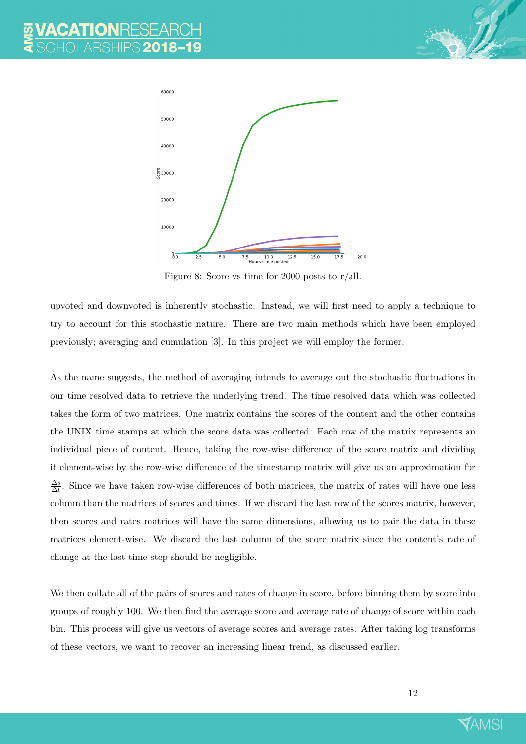Figure 8: Score vs time for 2000 posts to r/all.

upvoted and downvoted is inherently stochastic. Instead, we will first need to apply a technique to try to account for this stochastic nature. There are two main methods which have been employed previously; averaging and cumulation [3]. In this project we will employ the former.

As the name suggests, the method of averaging intends to average out the stochastic fluctuations in our time resolved data to retrieve the underlying trend. The time resolved data which was collected takes the form of two matrices. One matrix contains the scores of the content and the other contains the UNIX time stamps at which the score data was collected. Each row of the matrix represents an individual piece of content. Hence, taking the row-wise difference of the score matrix and dividing it element-wise by the row-wise difference of the timestamp matrix will give us an approximation for $\frac{\Delta s}{\Delta t}$. Since we have taken row-wise differences of both matrices, the matrix of rates will have one less column than the matrices of scores and times. If we discard the last row of the scores matrix, however, then scores and rates matrices will have the same dimensions, allowing us to pair the data in these matrices element-wise. We discard the last column of the score matrix since the content's rate of change at the last time step should be negligible.

We then collate all of the pairs of scores and rates of change in score, before binning them by score into groups of roughly 100. We then find the average score and average rate of change of score within each bin. This process will give us vectors of average scores and average rates. After taking log transforms of these vectors, we want to recover an increasing linear trend, as discussed earlier.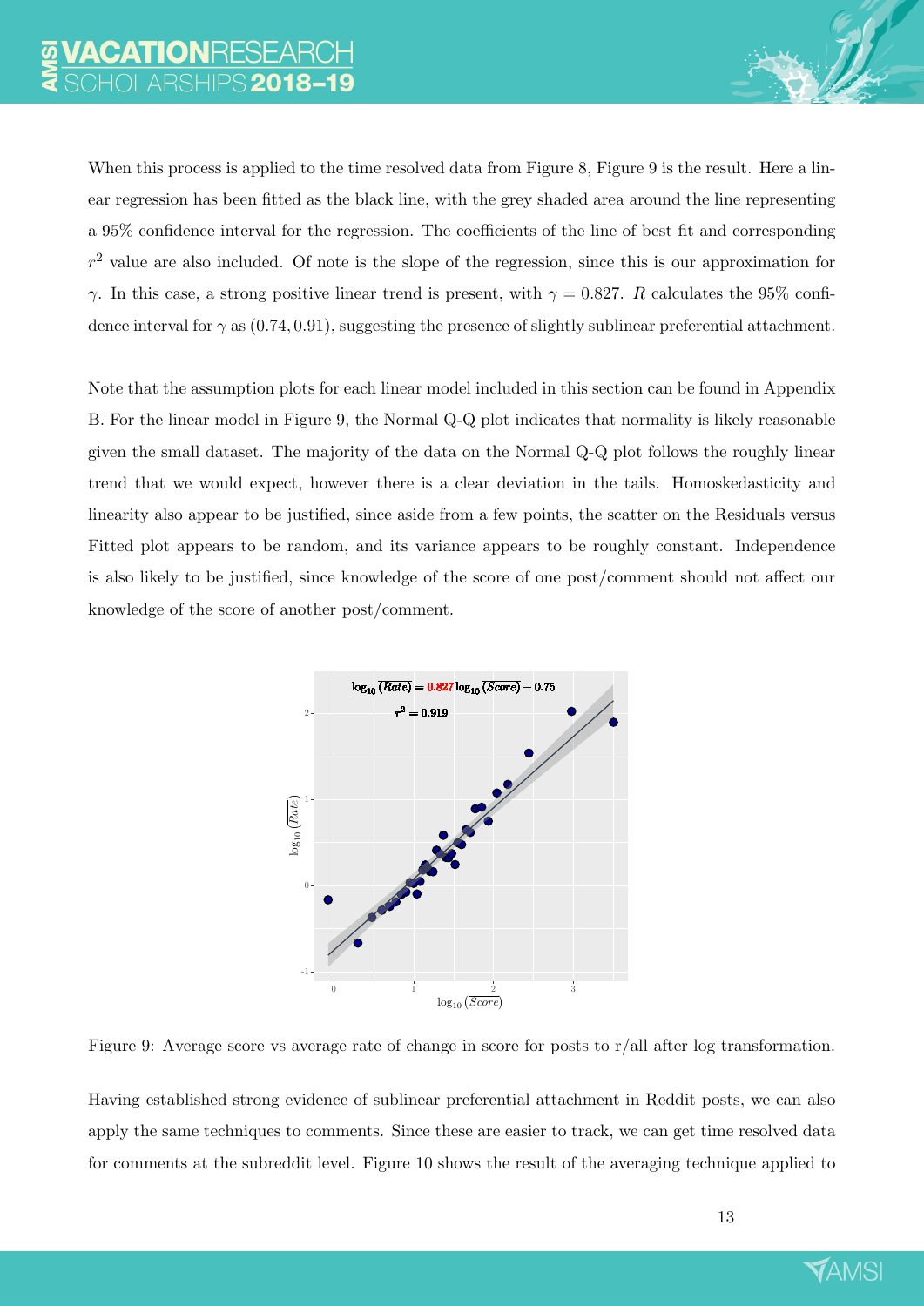When this process is applied to the time resolved data from Figure 8, Figure 9 is the result. Here a linear regression has been fitted as the black line, with the grey shaded area around the line representing a 95% confidence interval for the regression. The coefficients of the line of best fit and corresponding $r^2$ value are also included. Of note is the slope of the regression, since this is our approximation for $\gamma$. In this case, a strong positive linear trend is present, with $\gamma = 0.827$. *R* calculates the 95% confidence interval for $\gamma$ as $(0.74, 0.91)$, suggesting the presence of slightly sublinear preferential attachment.

Note that the assumption plots for each linear model included in this section can be found in Appendix B. For the linear model in Figure 9, the Normal Q-Q plot indicates that normality is likely reasonable given the small dataset. The majority of the data on the Normal Q-Q plot follows the roughly linear trend that we would expect, however there is a clear deviation in the tails. Homoskedasticity and linearity also appear to be justified, since aside from a few points, the scatter on the Residuals versus Fitted plot appears to be random, and its variance appears to be roughly constant. Independence is also likely to be justified, since knowledge of the score of one post/comment should not affect our knowledge of the score of another post/comment.

Figure 9: Average score vs average rate of change in score for posts to r/all after log transformation.

Having established strong evidence of sublinear preferential attachment in Reddit posts, we can also apply the same techniques to comments. Since these are easier to track, we can get time resolved data for comments at the subreddit level. Figure 10 shows the result of the averaging technique applied to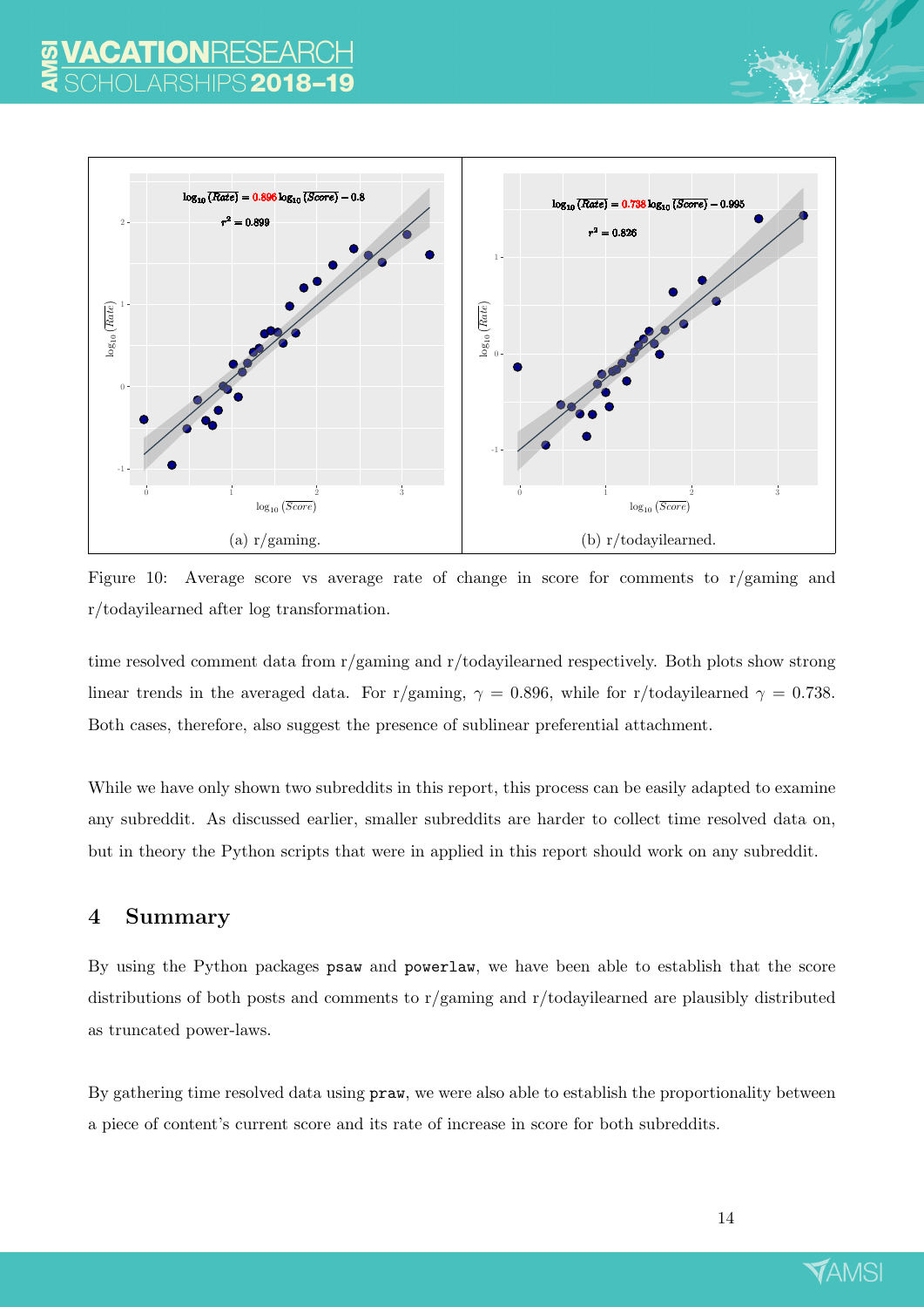(a) r/gaming.

(b) r/todayilearned.

Figure 10: Average score vs average rate of change in score for comments to r/gaming and r/todayilearned after log transformation.

time resolved comment data from r/gaming and r/todayilearned respectively. Both plots show strong linear trends in the averaged data. For r/gaming, $\gamma = 0.896$, while for r/todayilearned $\gamma = 0.738$. Both cases, therefore, also suggest the presence of sublinear preferential attachment.

While we have only shown two subreddits in this report, this process can be easily adapted to examine any subreddit. As discussed earlier, smaller subreddits are harder to collect time resolved data on, but in theory the Python scripts that were in applied in this report should work on any subreddit.

## 4 Summary

By using the Python packages `psaw` and `powerlaw`, we have been able to establish that the score distributions of both posts and comments to r/gaming and r/todayilearned are plausibly distributed as truncated power-laws.

By gathering time resolved data using `praw`, we were also able to establish the proportionality between a piece of content's current score and its rate of increase in score for both subreddits.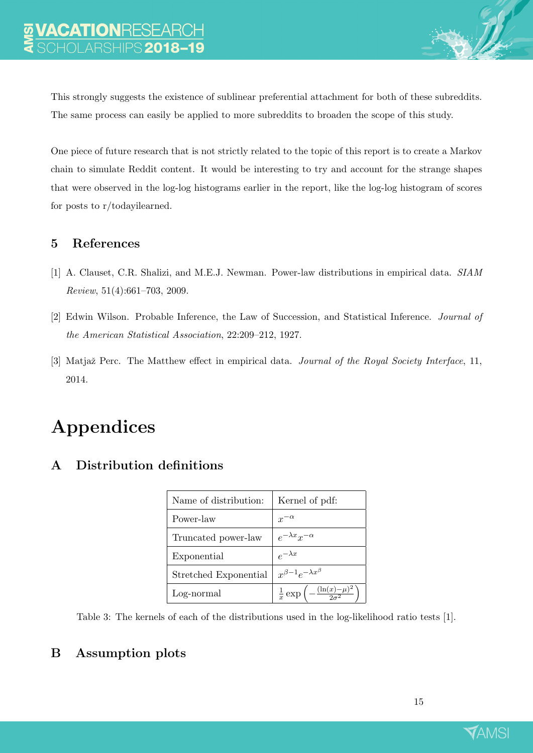This strongly suggests the existence of sublinear preferential attachment for both of these subreddits. The same process can easily be applied to more subreddits to broaden the scope of this study.

One piece of future research that is not strictly related to the topic of this report is to create a Markov chain to simulate Reddit content. It would be interesting to try and account for the strange shapes that were observed in the log-log histograms earlier in the report, like the log-log histogram of scores for posts to r/todayilearned.

## 5 References

[1] A. Clauset, C.R. Shalizi, and M.E.J. Newman. Power-law distributions in empirical data. *SIAM Review*, 51(4):661–703, 2009.

[2] Edwin Wilson. Probable Inference, the Law of Succession, and Statistical Inference. *Journal of the American Statistical Association*, 22:209–212, 1927.

[3] Matjaž Perc. The Matthew effect in empirical data. *Journal of the Royal Society Interface*, 11, 2014.

# Appendices

## A Distribution definitions

| Name of distribution: | Kernel of pdf: |
|---|---|
| Power-law | $x^{-\alpha}$ |
| Truncated power-law | $e^{-\lambda x} x^{-\alpha}$ |
| Exponential | $e^{-\lambda x}$ |
| Stretched Exponential | $x^{\beta-1} e^{-\lambda x^{\beta}}$ |
| Log-normal | $\frac{1}{x} \exp\left(-\frac{(\ln(x)-\mu)^2}{2\sigma^2}\right)$ |

Table 3: The kernels of each of the distributions used in the log-likelihood ratio tests [1].

## B Assumption plots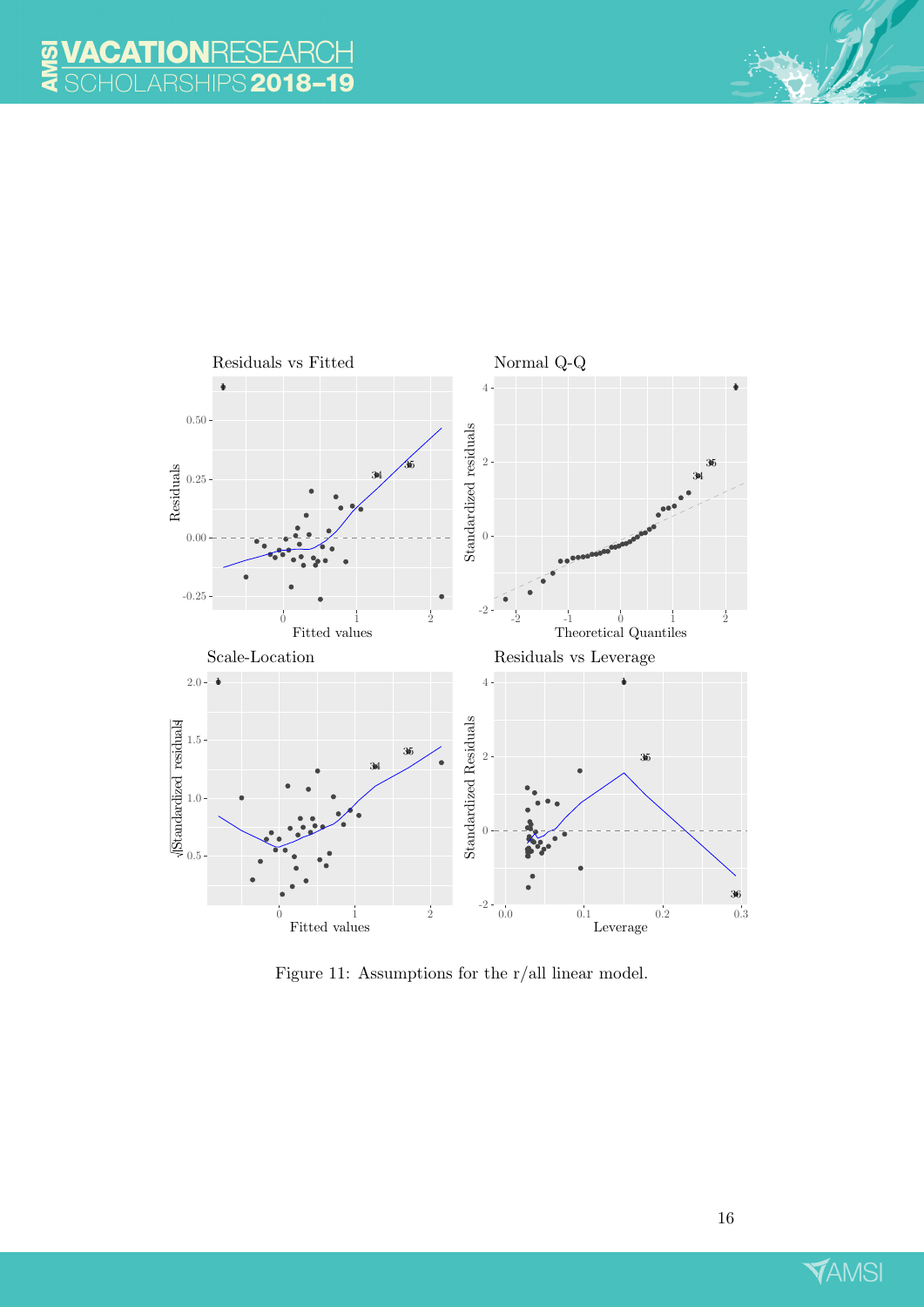Figure 11: Assumptions for the r/all linear model.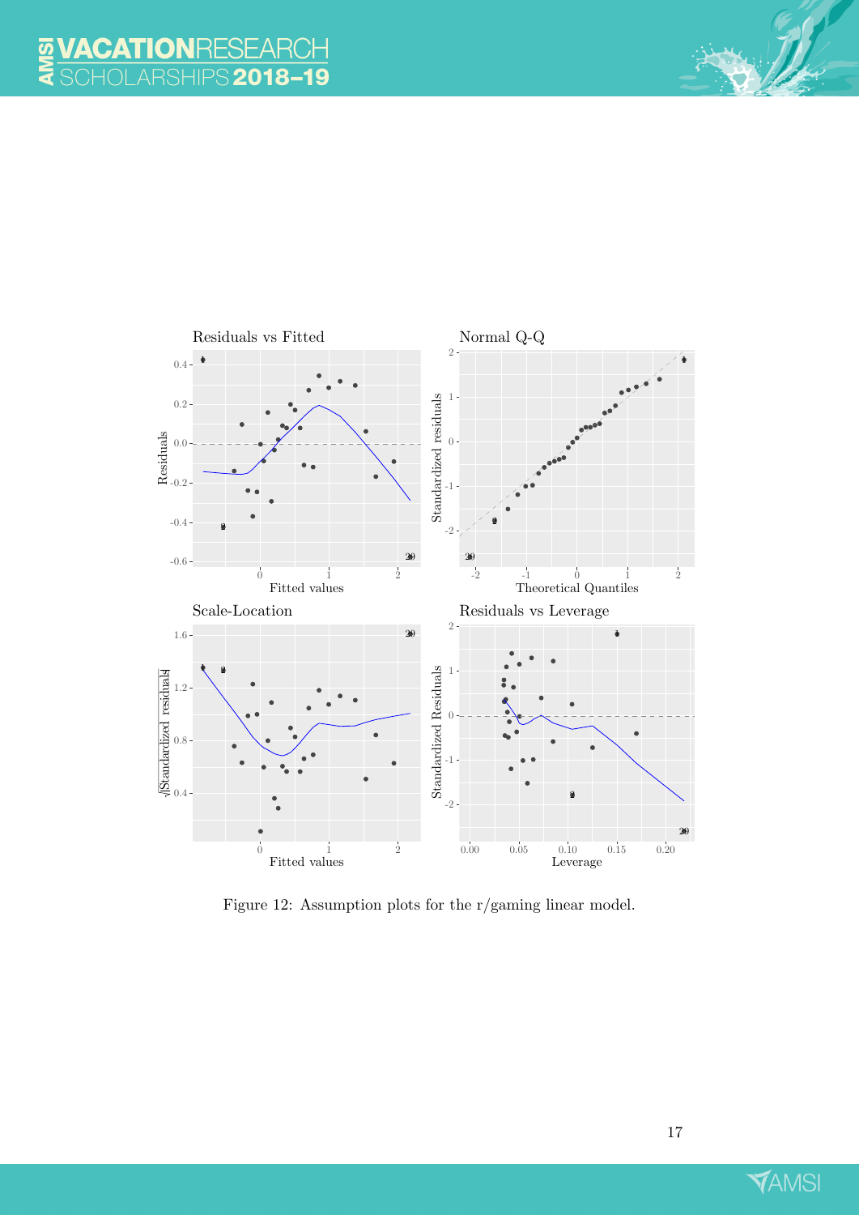Figure 12: Assumption plots for the r/gaming linear model.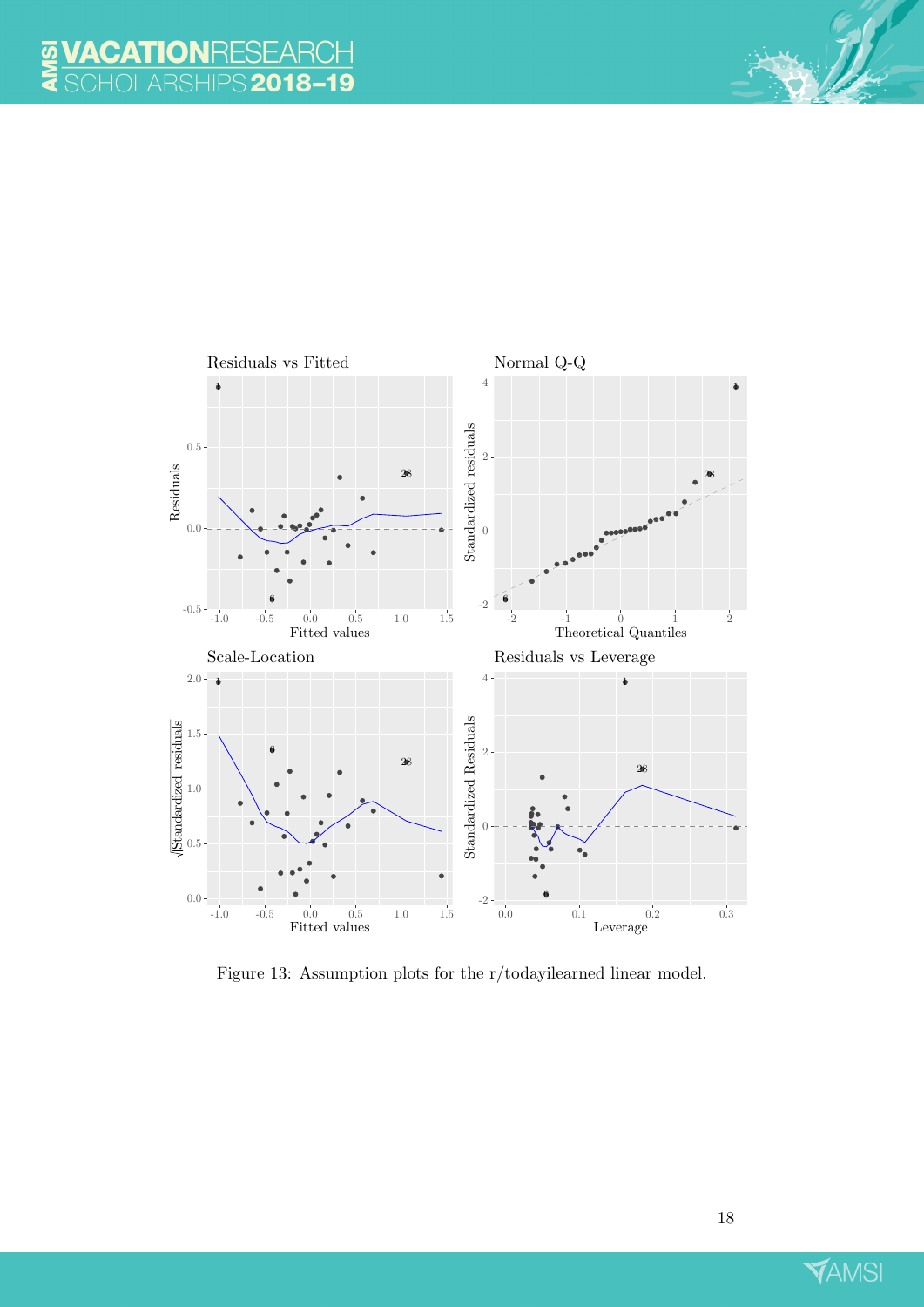Residuals vs Fitted

Residuals

Fitted values

Normal Q-Q

Standardized residuals

Theoretical Quantiles

Scale-Location

√|Standardized residuals|

Fitted values

Residuals vs Leverage

Standardized Residuals

Leverage

Figure 13: Assumption plots for the r/todayilearned linear model.